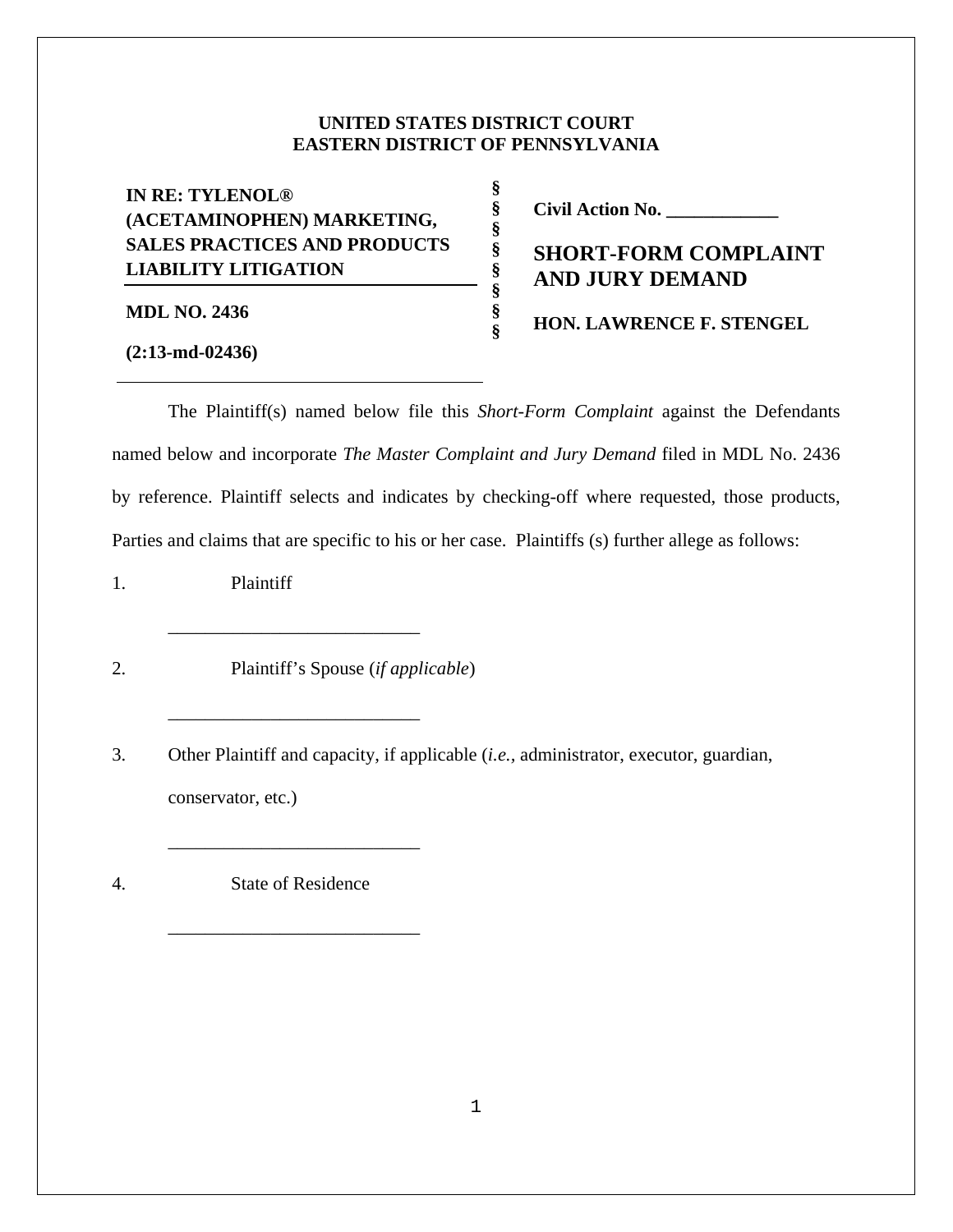**UNITED STATES DISTRICT COURT**
**EASTERN DISTRICT OF PENNSYLVANIA**

| | | |
|---|---|---|
| **IN RE: TYLENOL® (ACETAMINOPHEN) MARKETING, SALES PRACTICES AND PRODUCTS LIABILITY LITIGATION** | § § § § § | **Civil Action No. ____________** **SHORT-FORM COMPLAINT AND JURY DEMAND** |
| **MDL NO. 2436** **(2:13-md-02436)** | § § § | **HON. LAWRENCE F. STENGEL** |

The Plaintiff(s) named below file this *Short-Form Complaint* against the Defendants named below and incorporate *The Master Complaint and Jury Demand* filed in MDL No. 2436 by reference. Plaintiff selects and indicates by checking-off where requested, those products, Parties and claims that are specific to his or her case. Plaintiffs (s) further allege as follows:

1. Plaintiff

 ___________________________

2. Plaintiff's Spouse (*if applicable*)

 ___________________________

3. Other Plaintiff and capacity, if applicable (*i.e.*, administrator, executor, guardian, conservator, etc.)

 ___________________________

4. State of Residence

 ___________________________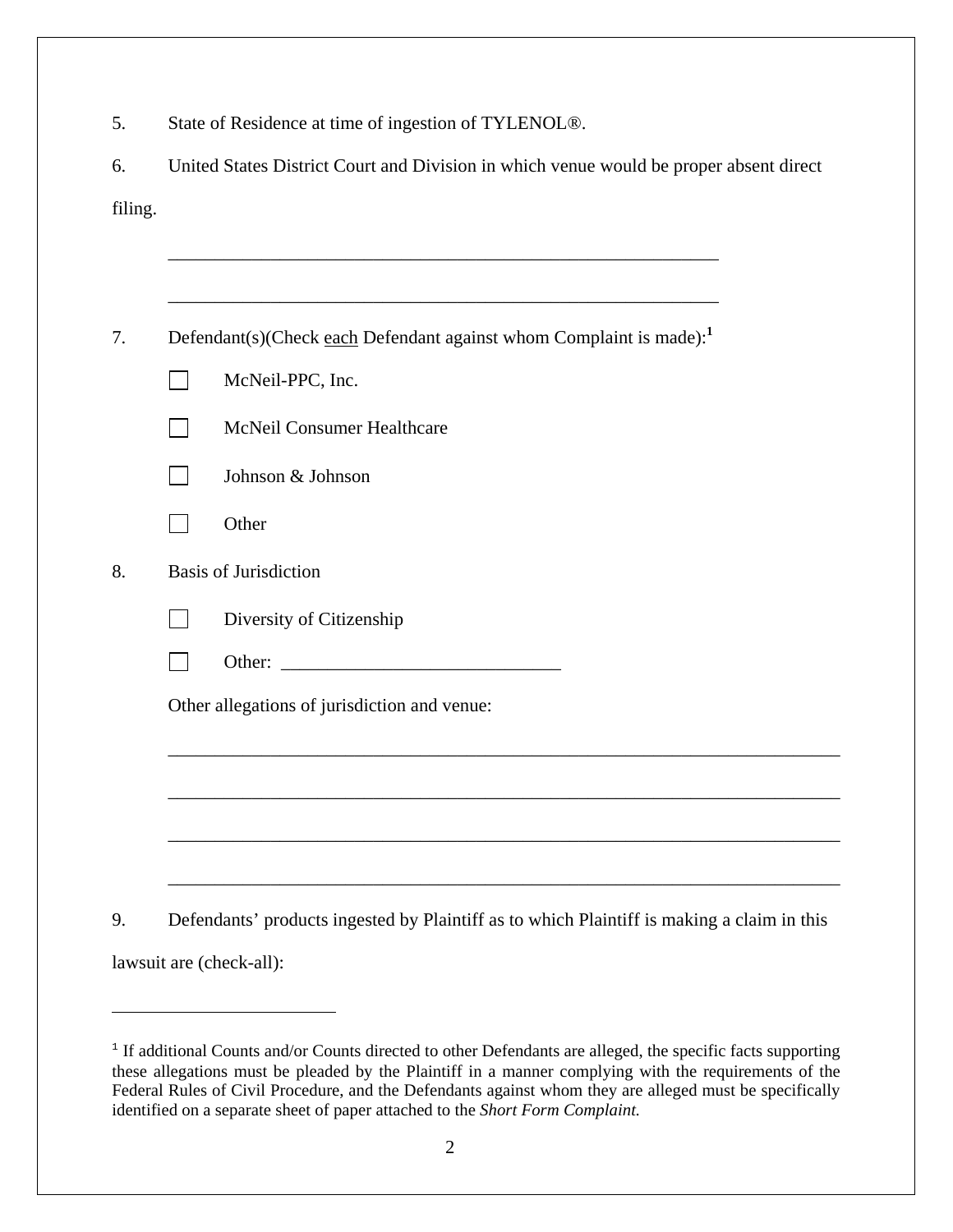5. State of Residence at time of ingestion of TYLENOL®.

6. United States District Court and Division in which venue would be proper absent direct filing.

____________________________________________________________

____________________________________________________________

7. Defendant(s)(Check <u>each</u> Defendant against whom Complaint is made):[1]

☐ McNeil-PPC, Inc.

☐ McNeil Consumer Healthcare

☐ Johnson & Johnson

☐ Other

8. Basis of Jurisdiction

☐ Diversity of Citizenship

☐ Other: ______________________________

Other allegations of jurisdiction and venue:

__________________________________________________________________________

__________________________________________________________________________

__________________________________________________________________________

__________________________________________________________________________

9. Defendants' products ingested by Plaintiff as to which Plaintiff is making a claim in this lawsuit are (check-all):

---

[1] If additional Counts and/or Counts directed to other Defendants are alleged, the specific facts supporting these allegations must be pleaded by the Plaintiff in a manner complying with the requirements of the Federal Rules of Civil Procedure, and the Defendants against whom they are alleged must be specifically identified on a separate sheet of paper attached to the *Short Form Complaint.*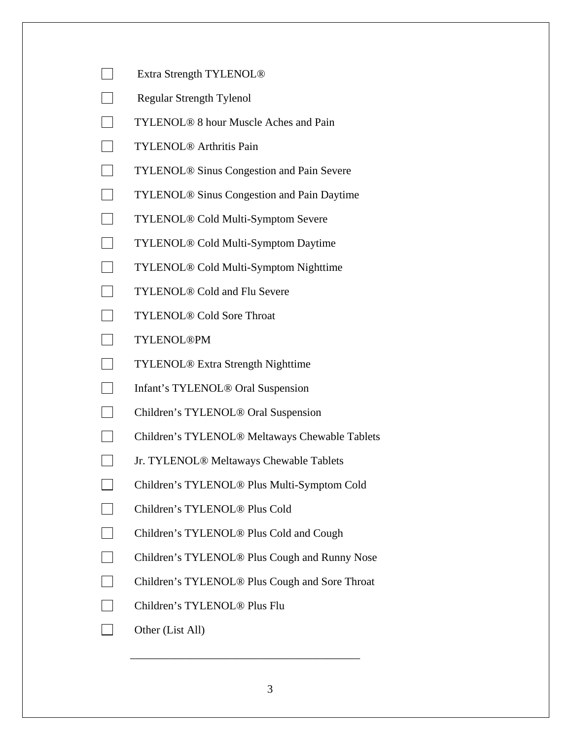- [ ] Extra Strength TYLENOL®
- [ ] Regular Strength Tylenol
- [ ] TYLENOL® 8 hour Muscle Aches and Pain
- [ ] TYLENOL® Arthritis Pain
- [ ] TYLENOL® Sinus Congestion and Pain Severe
- [ ] TYLENOL® Sinus Congestion and Pain Daytime
- [ ] TYLENOL® Cold Multi-Symptom Severe
- [ ] TYLENOL® Cold Multi-Symptom Daytime
- [ ] TYLENOL® Cold Multi-Symptom Nighttime
- [ ] TYLENOL® Cold and Flu Severe
- [ ] TYLENOL® Cold Sore Throat
- [ ] TYLENOL®PM
- [ ] TYLENOL® Extra Strength Nighttime
- [ ] Infant's TYLENOL® Oral Suspension
- [ ] Children's TYLENOL® Oral Suspension
- [ ] Children's TYLENOL® Meltaways Chewable Tablets
- [ ] Jr. TYLENOL® Meltaways Chewable Tablets
- [ ] Children's TYLENOL® Plus Multi-Symptom Cold
- [ ] Children's TYLENOL® Plus Cold
- [ ] Children's TYLENOL® Plus Cold and Cough
- [ ] Children's TYLENOL® Plus Cough and Runny Nose
- [ ] Children's TYLENOL® Plus Cough and Sore Throat
- [ ] Children's TYLENOL® Plus Flu
- [ ] Other (List All)

________________________________________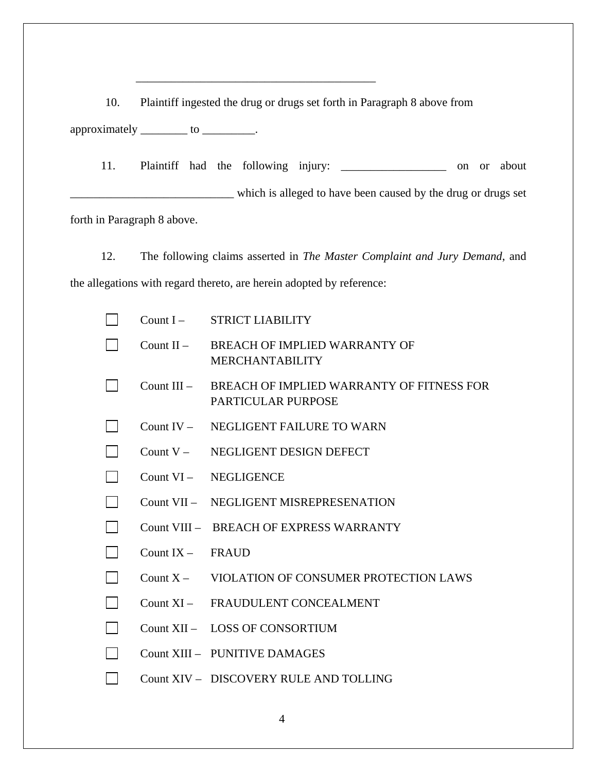________________________________________

10. Plaintiff ingested the drug or drugs set forth in Paragraph 8 above from approximately ________ to _________.

11. Plaintiff had the following injury: __________________ on or about ____________________________ which is alleged to have been caused by the drug or drugs set forth in Paragraph 8 above.

12. The following claims asserted in *The Master Complaint and Jury Demand*, and the allegations with regard thereto, are herein adopted by reference:

- ☐ Count I – STRICT LIABILITY
- ☐ Count II – BREACH OF IMPLIED WARRANTY OF MERCHANTABILITY
- ☐ Count III – BREACH OF IMPLIED WARRANTY OF FITNESS FOR PARTICULAR PURPOSE
- ☐ Count IV – NEGLIGENT FAILURE TO WARN
- ☐ Count V – NEGLIGENT DESIGN DEFECT
- ☐ Count VI – NEGLIGENCE
- ☐ Count VII – NEGLIGENT MISREPRESENATION
- ☐ Count VIII – BREACH OF EXPRESS WARRANTY
- ☐ Count IX – FRAUD
- ☐ Count X – VIOLATION OF CONSUMER PROTECTION LAWS
- ☐ Count XI – FRAUDULENT CONCEALMENT
- ☐ Count XII – LOSS OF CONSORTIUM
- ☐ Count XIII – PUNITIVE DAMAGES
- ☐ Count XIV – DISCOVERY RULE AND TOLLING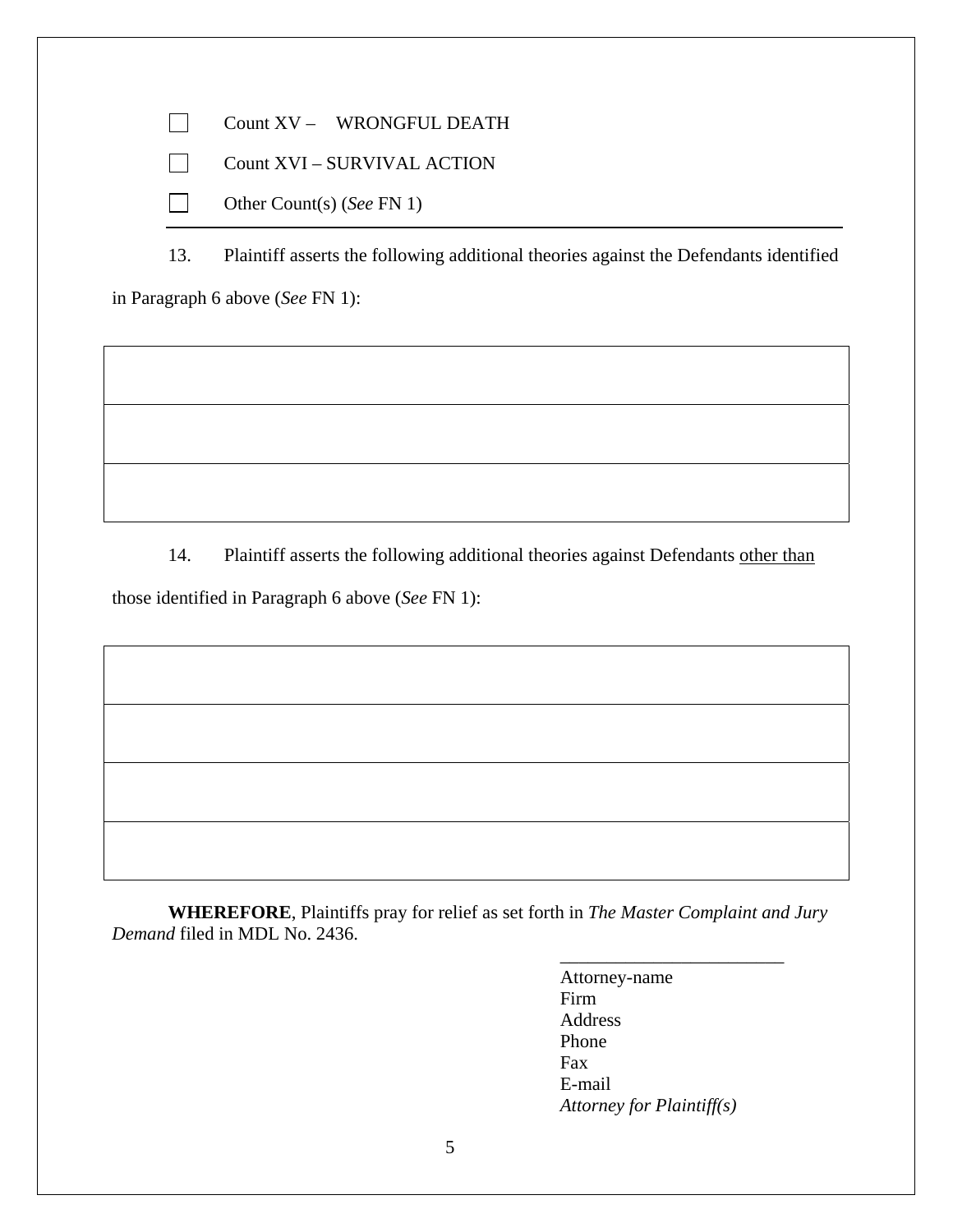- [ ] Count XV – WRONGFUL DEATH
- [ ] Count XVI – SURVIVAL ACTION
- [ ] Other Count(s) (*See* FN 1)

---

13. Plaintiff asserts the following additional theories against the Defendants identified in Paragraph 6 above (*See* FN 1):

| |
|---|
| |
| |
| |

14. Plaintiff asserts the following additional theories against Defendants <u>other than</u> those identified in Paragraph 6 above (*See* FN 1):

| |
|---|
| |
| |
| |
| |

**WHEREFORE**, Plaintiffs pray for relief as set forth in *The Master Complaint and Jury Demand* filed in MDL No. 2436.

________________________
Attorney-name
Firm
Address
Phone
Fax
E-mail
*Attorney for Plaintiff(s)*